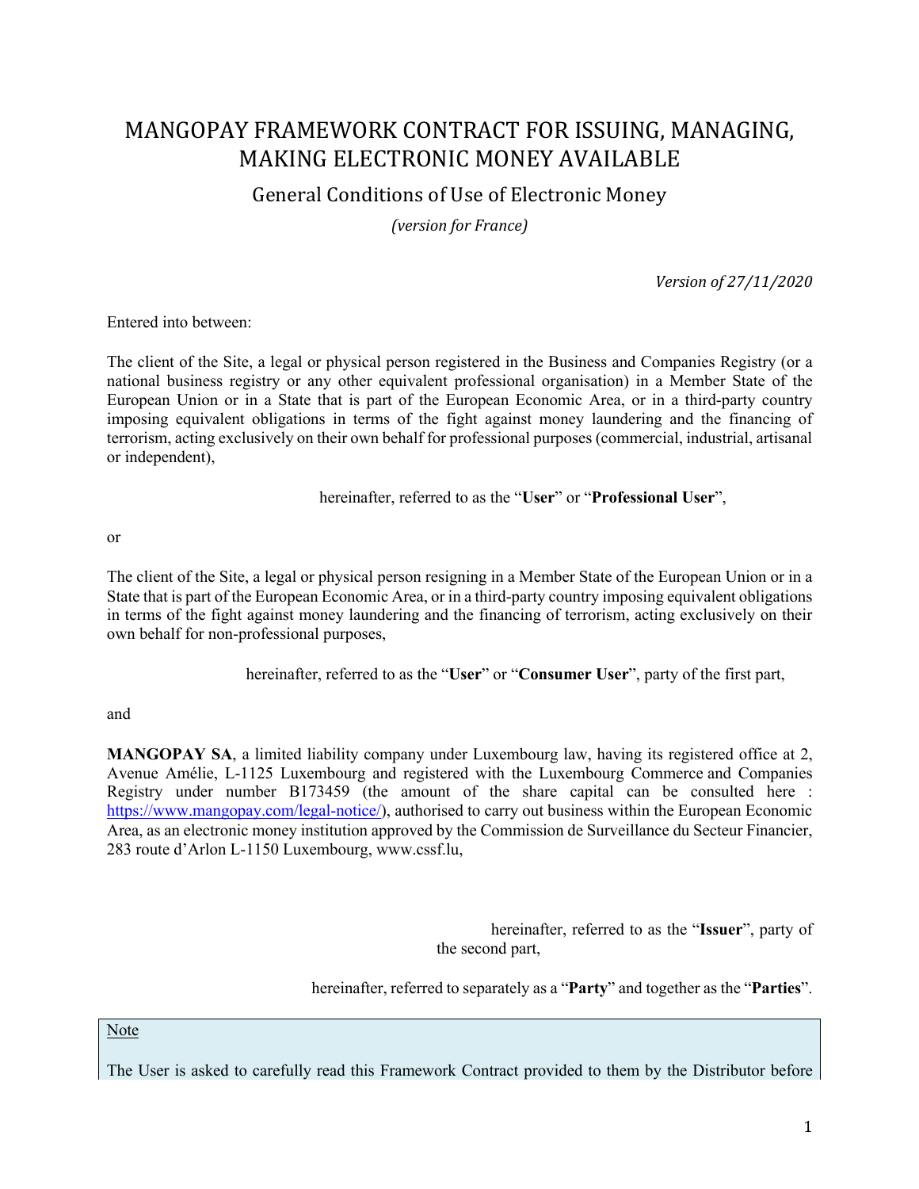# MANGOPAY FRAMEWORK CONTRACT FOR ISSUING, MANAGING, MAKING ELECTRONIC MONEY AVAILABLE

## General Conditions of Use of Electronic Money

*(version for France)*

*Version of 27/11/2020*

Entered into between:

The client of the Site, a legal or physical person registered in the Business and Companies Registry (or a national business registry or any other equivalent professional organisation) in a Member State of the European Union or in a State that is part of the European Economic Area, or in a third-party country imposing equivalent obligations in terms of the fight against money laundering and the financing of terrorism, acting exclusively on their own behalf for professional purposes (commercial, industrial, artisanal or independent),

hereinafter, referred to as the "**User**" or "**Professional User**",

or

The client of the Site, a legal or physical person resigning in a Member State of the European Union or in a State that is part of the European Economic Area, or in a third-party country imposing equivalent obligations in terms of the fight against money laundering and the financing of terrorism, acting exclusively on their own behalf for non-professional purposes,

hereinafter, referred to as the "**User**" or "**Consumer User**", party of the first part,

and

**MANGOPAY SA**, a limited liability company under Luxembourg law, having its registered office at 2, Avenue Amélie, L-1125 Luxembourg and registered with the Luxembourg Commerce and Companies Registry under number B173459 (the amount of the share capital can be consulted here : https://www.mangopay.com/legal-notice/), authorised to carry out business within the European Economic Area, as an electronic money institution approved by the Commission de Surveillance du Secteur Financier, 283 route d'Arlon L-1150 Luxembourg, www.cssf.lu,

hereinafter, referred to as the "**Issuer**", party of the second part,

hereinafter, referred to separately as a "**Party**" and together as the "**Parties**".

> Note
>
> The User is asked to carefully read this Framework Contract provided to them by the Distributor before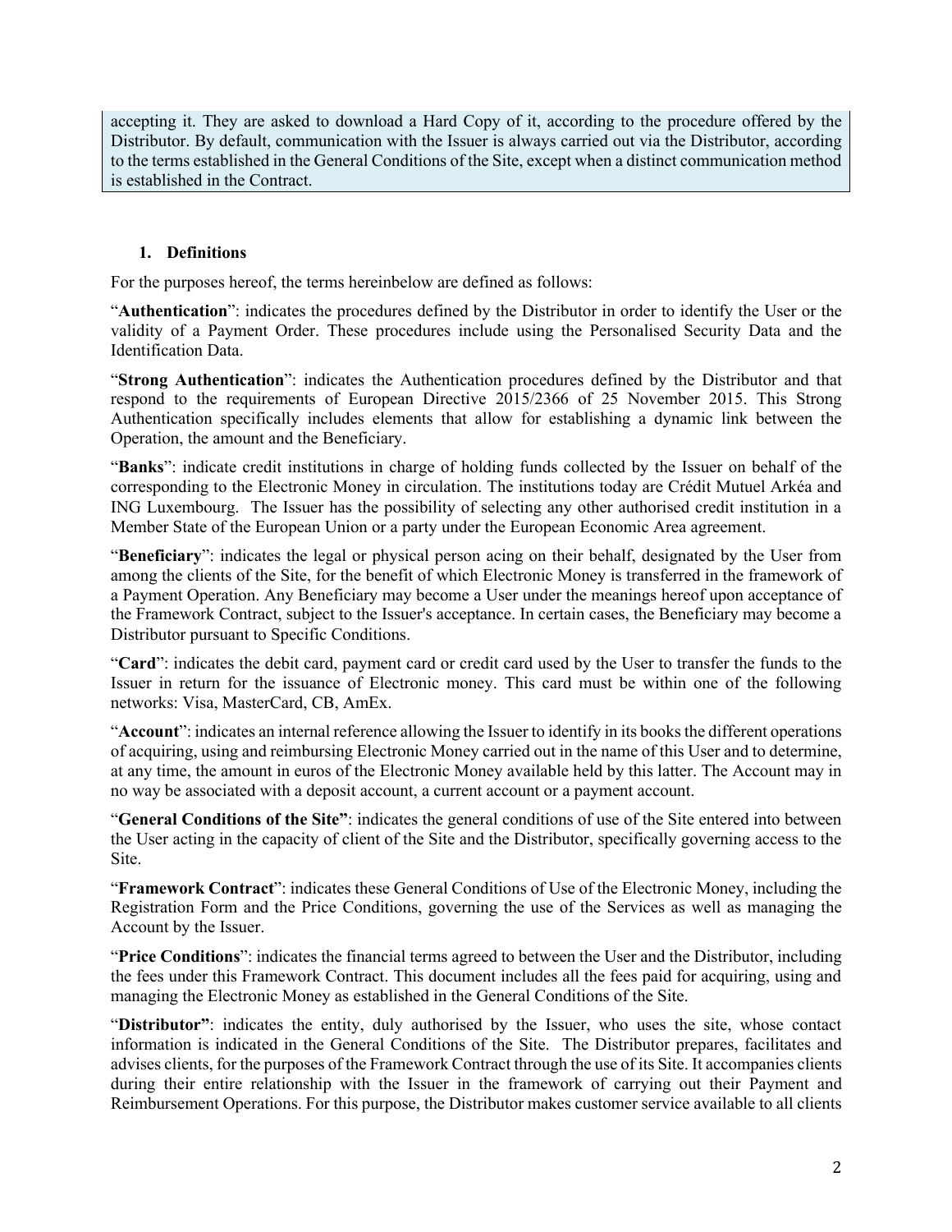accepting it. They are asked to download a Hard Copy of it, according to the procedure offered by the Distributor. By default, communication with the Issuer is always carried out via the Distributor, according to the terms established in the General Conditions of the Site, except when a distinct communication method is established in the Contract.

## 1. Definitions

For the purposes hereof, the terms hereinbelow are defined as follows:

"**Authentication**": indicates the procedures defined by the Distributor in order to identify the User or the validity of a Payment Order. These procedures include using the Personalised Security Data and the Identification Data.

"**Strong Authentication**": indicates the Authentication procedures defined by the Distributor and that respond to the requirements of European Directive 2015/2366 of 25 November 2015. This Strong Authentication specifically includes elements that allow for establishing a dynamic link between the Operation, the amount and the Beneficiary.

"**Banks**": indicate credit institutions in charge of holding funds collected by the Issuer on behalf of the corresponding to the Electronic Money in circulation. The institutions today are Crédit Mutuel Arkéa and ING Luxembourg. The Issuer has the possibility of selecting any other authorised credit institution in a Member State of the European Union or a party under the European Economic Area agreement.

"**Beneficiary**": indicates the legal or physical person acing on their behalf, designated by the User from among the clients of the Site, for the benefit of which Electronic Money is transferred in the framework of a Payment Operation. Any Beneficiary may become a User under the meanings hereof upon acceptance of the Framework Contract, subject to the Issuer's acceptance. In certain cases, the Beneficiary may become a Distributor pursuant to Specific Conditions.

"**Card**": indicates the debit card, payment card or credit card used by the User to transfer the funds to the Issuer in return for the issuance of Electronic money. This card must be within one of the following networks: Visa, MasterCard, CB, AmEx.

"**Account**": indicates an internal reference allowing the Issuer to identify in its books the different operations of acquiring, using and reimbursing Electronic Money carried out in the name of this User and to determine, at any time, the amount in euros of the Electronic Money available held by this latter. The Account may in no way be associated with a deposit account, a current account or a payment account.

"**General Conditions of the Site**": indicates the general conditions of use of the Site entered into between the User acting in the capacity of client of the Site and the Distributor, specifically governing access to the Site.

"**Framework Contract**": indicates these General Conditions of Use of the Electronic Money, including the Registration Form and the Price Conditions, governing the use of the Services as well as managing the Account by the Issuer.

"**Price Conditions**": indicates the financial terms agreed to between the User and the Distributor, including the fees under this Framework Contract. This document includes all the fees paid for acquiring, using and managing the Electronic Money as established in the General Conditions of the Site.

"**Distributor**": indicates the entity, duly authorised by the Issuer, who uses the site, whose contact information is indicated in the General Conditions of the Site. The Distributor prepares, facilitates and advises clients, for the purposes of the Framework Contract through the use of its Site. It accompanies clients during their entire relationship with the Issuer in the framework of carrying out their Payment and Reimbursement Operations. For this purpose, the Distributor makes customer service available to all clients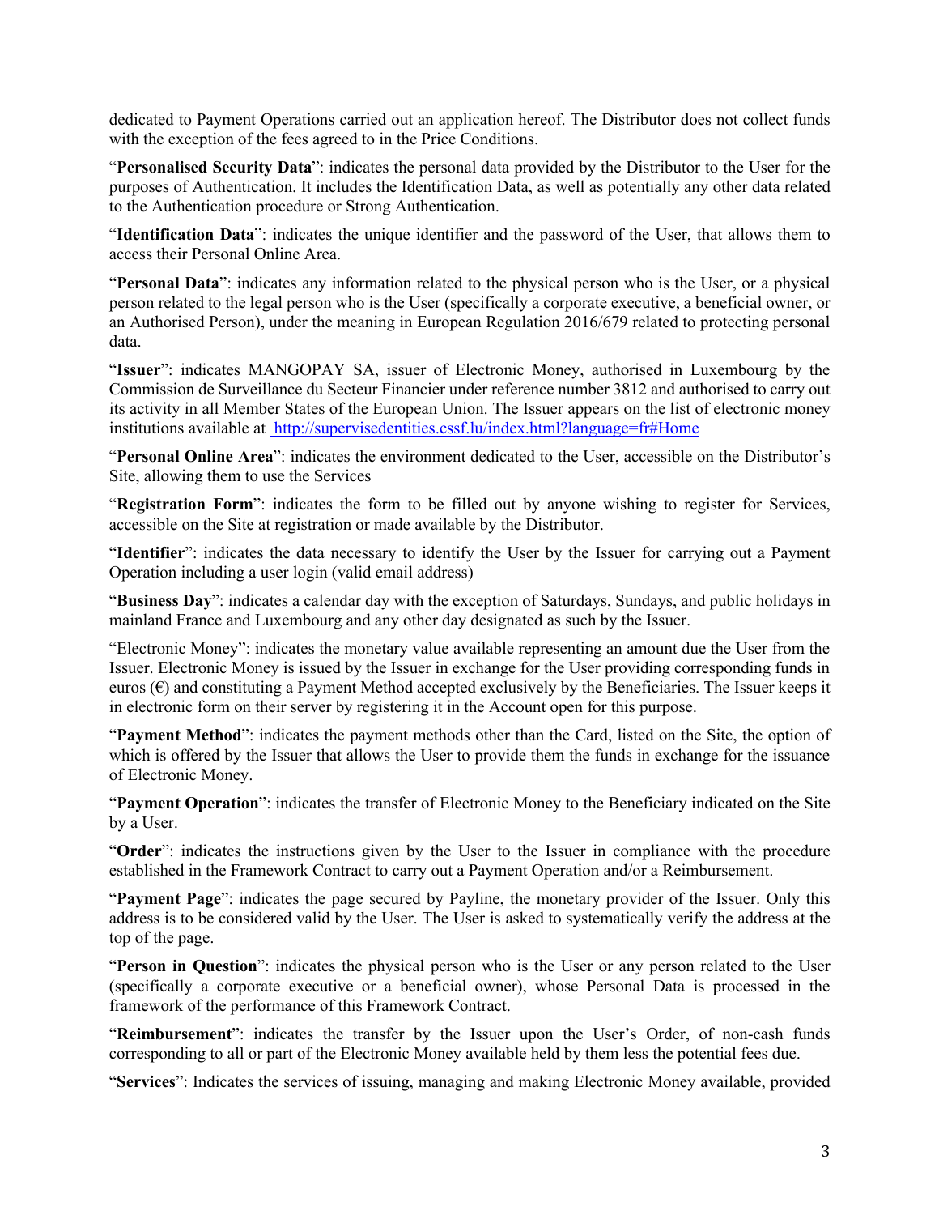dedicated to Payment Operations carried out an application hereof. The Distributor does not collect funds with the exception of the fees agreed to in the Price Conditions.

"**Personalised Security Data**": indicates the personal data provided by the Distributor to the User for the purposes of Authentication. It includes the Identification Data, as well as potentially any other data related to the Authentication procedure or Strong Authentication.

"**Identification Data**": indicates the unique identifier and the password of the User, that allows them to access their Personal Online Area.

"**Personal Data**": indicates any information related to the physical person who is the User, or a physical person related to the legal person who is the User (specifically a corporate executive, a beneficial owner, or an Authorised Person), under the meaning in European Regulation 2016/679 related to protecting personal data.

"**Issuer**": indicates MANGOPAY SA, issuer of Electronic Money, authorised in Luxembourg by the Commission de Surveillance du Secteur Financier under reference number 3812 and authorised to carry out its activity in all Member States of the European Union. The Issuer appears on the list of electronic money institutions available at http://supervisedentities.cssf.lu/index.html?language=fr#Home

"**Personal Online Area**": indicates the environment dedicated to the User, accessible on the Distributor's Site, allowing them to use the Services

"**Registration Form**": indicates the form to be filled out by anyone wishing to register for Services, accessible on the Site at registration or made available by the Distributor.

"**Identifier**": indicates the data necessary to identify the User by the Issuer for carrying out a Payment Operation including a user login (valid email address)

"**Business Day**": indicates a calendar day with the exception of Saturdays, Sundays, and public holidays in mainland France and Luxembourg and any other day designated as such by the Issuer.

"Electronic Money": indicates the monetary value available representing an amount due the User from the Issuer. Electronic Money is issued by the Issuer in exchange for the User providing corresponding funds in euros (€) and constituting a Payment Method accepted exclusively by the Beneficiaries. The Issuer keeps it in electronic form on their server by registering it in the Account open for this purpose.

"**Payment Method**": indicates the payment methods other than the Card, listed on the Site, the option of which is offered by the Issuer that allows the User to provide them the funds in exchange for the issuance of Electronic Money.

"**Payment Operation**": indicates the transfer of Electronic Money to the Beneficiary indicated on the Site by a User.

"**Order**": indicates the instructions given by the User to the Issuer in compliance with the procedure established in the Framework Contract to carry out a Payment Operation and/or a Reimbursement.

"**Payment Page**": indicates the page secured by Payline, the monetary provider of the Issuer. Only this address is to be considered valid by the User. The User is asked to systematically verify the address at the top of the page.

"**Person in Question**": indicates the physical person who is the User or any person related to the User (specifically a corporate executive or a beneficial owner), whose Personal Data is processed in the framework of the performance of this Framework Contract.

"**Reimbursement**": indicates the transfer by the Issuer upon the User's Order, of non-cash funds corresponding to all or part of the Electronic Money available held by them less the potential fees due.

"**Services**": Indicates the services of issuing, managing and making Electronic Money available, provided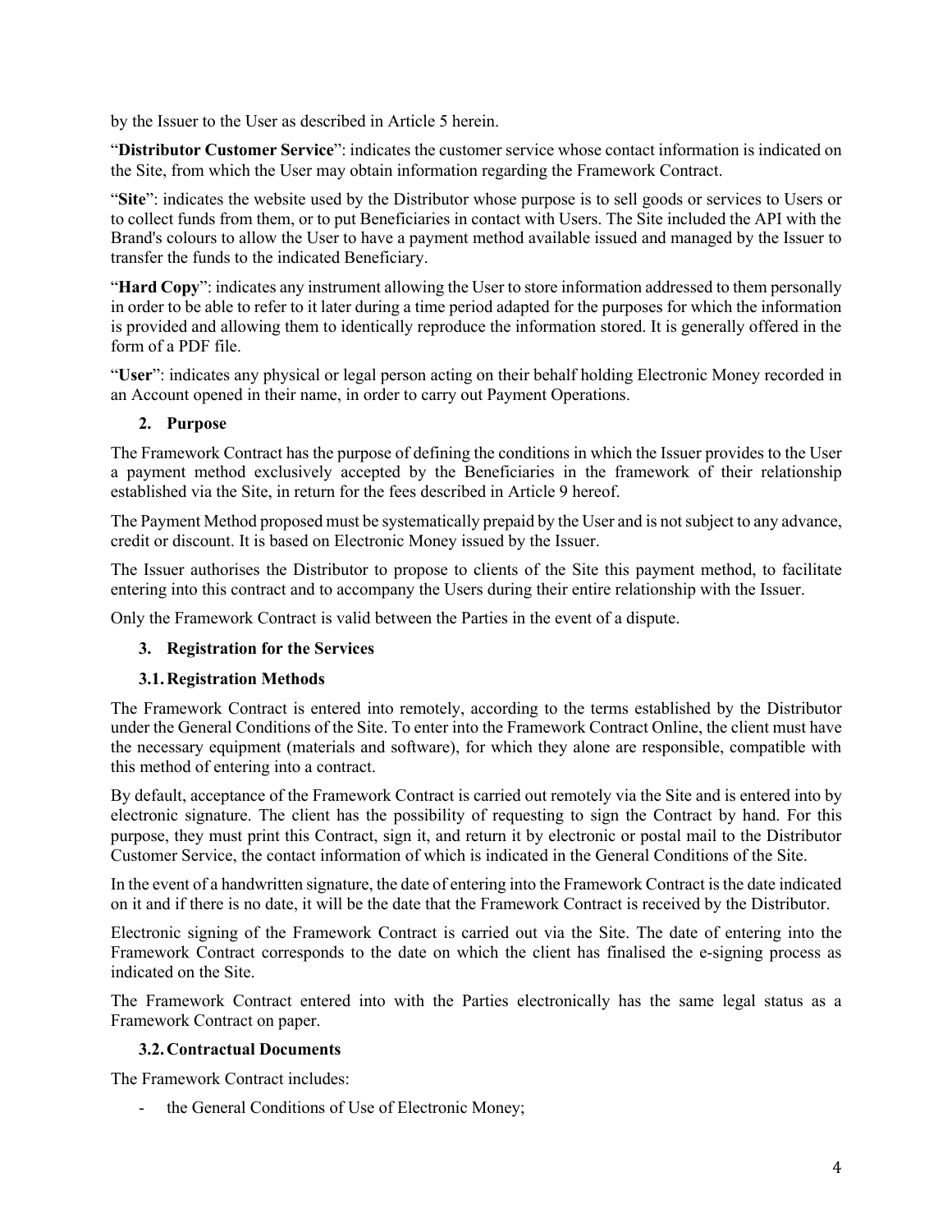by the Issuer to the User as described in Article 5 herein.

"**Distributor Customer Service**": indicates the customer service whose contact information is indicated on the Site, from which the User may obtain information regarding the Framework Contract.

"**Site**": indicates the website used by the Distributor whose purpose is to sell goods or services to Users or to collect funds from them, or to put Beneficiaries in contact with Users. The Site included the API with the Brand's colours to allow the User to have a payment method available issued and managed by the Issuer to transfer the funds to the indicated Beneficiary.

"**Hard Copy**": indicates any instrument allowing the User to store information addressed to them personally in order to be able to refer to it later during a time period adapted for the purposes for which the information is provided and allowing them to identically reproduce the information stored. It is generally offered in the form of a PDF file.

"**User**": indicates any physical or legal person acting on their behalf holding Electronic Money recorded in an Account opened in their name, in order to carry out Payment Operations.

## 2. Purpose

The Framework Contract has the purpose of defining the conditions in which the Issuer provides to the User a payment method exclusively accepted by the Beneficiaries in the framework of their relationship established via the Site, in return for the fees described in Article 9 hereof.

The Payment Method proposed must be systematically prepaid by the User and is not subject to any advance, credit or discount. It is based on Electronic Money issued by the Issuer.

The Issuer authorises the Distributor to propose to clients of the Site this payment method, to facilitate entering into this contract and to accompany the Users during their entire relationship with the Issuer.

Only the Framework Contract is valid between the Parties in the event of a dispute.

## 3. Registration for the Services

### 3.1. Registration Methods

The Framework Contract is entered into remotely, according to the terms established by the Distributor under the General Conditions of the Site. To enter into the Framework Contract Online, the client must have the necessary equipment (materials and software), for which they alone are responsible, compatible with this method of entering into a contract.

By default, acceptance of the Framework Contract is carried out remotely via the Site and is entered into by electronic signature. The client has the possibility of requesting to sign the Contract by hand. For this purpose, they must print this Contract, sign it, and return it by electronic or postal mail to the Distributor Customer Service, the contact information of which is indicated in the General Conditions of the Site.

In the event of a handwritten signature, the date of entering into the Framework Contract is the date indicated on it and if there is no date, it will be the date that the Framework Contract is received by the Distributor.

Electronic signing of the Framework Contract is carried out via the Site. The date of entering into the Framework Contract corresponds to the date on which the client has finalised the e-signing process as indicated on the Site.

The Framework Contract entered into with the Parties electronically has the same legal status as a Framework Contract on paper.

### 3.2. Contractual Documents

The Framework Contract includes:

- the General Conditions of Use of Electronic Money;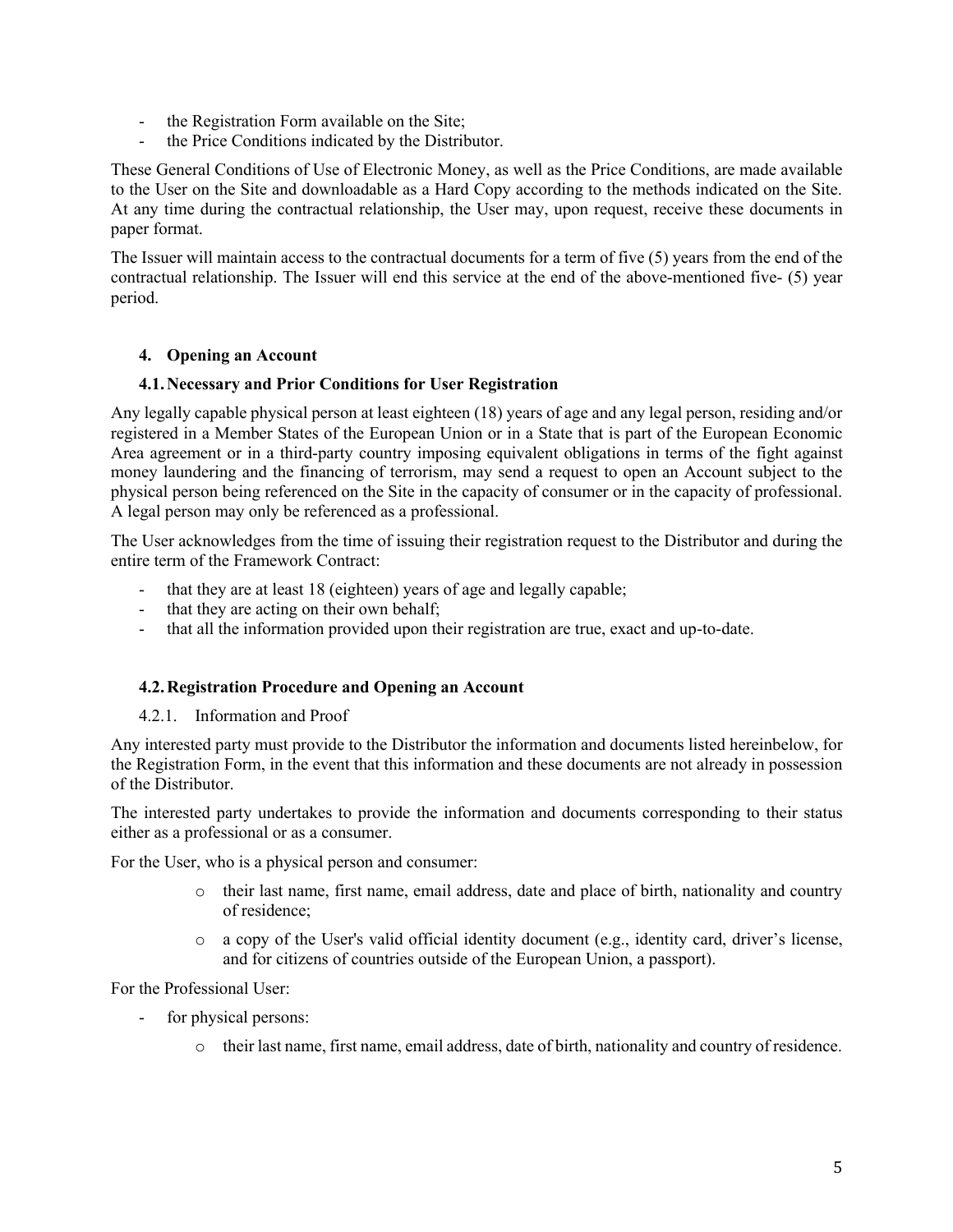- the Registration Form available on the Site;
- the Price Conditions indicated by the Distributor.

These General Conditions of Use of Electronic Money, as well as the Price Conditions, are made available to the User on the Site and downloadable as a Hard Copy according to the methods indicated on the Site. At any time during the contractual relationship, the User may, upon request, receive these documents in paper format.

The Issuer will maintain access to the contractual documents for a term of five (5) years from the end of the contractual relationship. The Issuer will end this service at the end of the above-mentioned five- (5) year period.

## 4. Opening an Account

### 4.1. Necessary and Prior Conditions for User Registration

Any legally capable physical person at least eighteen (18) years of age and any legal person, residing and/or registered in a Member States of the European Union or in a State that is part of the European Economic Area agreement or in a third-party country imposing equivalent obligations in terms of the fight against money laundering and the financing of terrorism, may send a request to open an Account subject to the physical person being referenced on the Site in the capacity of consumer or in the capacity of professional. A legal person may only be referenced as a professional.

The User acknowledges from the time of issuing their registration request to the Distributor and during the entire term of the Framework Contract:

- that they are at least 18 (eighteen) years of age and legally capable;
- that they are acting on their own behalf;
- that all the information provided upon their registration are true, exact and up-to-date.

### 4.2. Registration Procedure and Opening an Account

#### 4.2.1. Information and Proof

Any interested party must provide to the Distributor the information and documents listed hereinbelow, for the Registration Form, in the event that this information and these documents are not already in possession of the Distributor.

The interested party undertakes to provide the information and documents corresponding to their status either as a professional or as a consumer.

For the User, who is a physical person and consumer:

- their last name, first name, email address, date and place of birth, nationality and country of residence;
- a copy of the User's valid official identity document (e.g., identity card, driver's license, and for citizens of countries outside of the European Union, a passport).

For the Professional User:

- for physical persons:
  - their last name, first name, email address, date of birth, nationality and country of residence.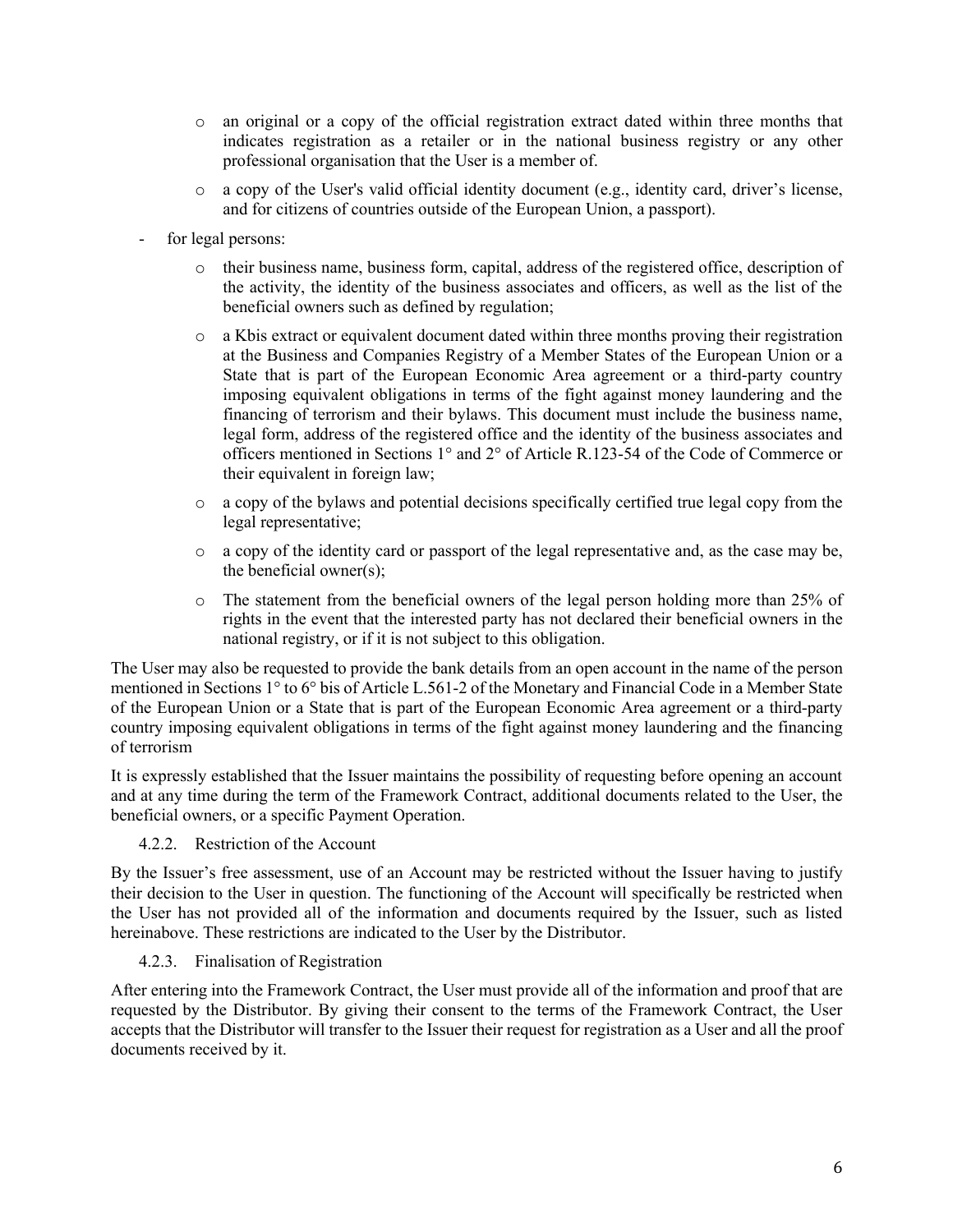- an original or a copy of the official registration extract dated within three months that indicates registration as a retailer or in the national business registry or any other professional organisation that the User is a member of.
  - a copy of the User's valid official identity document (e.g., identity card, driver's license, and for citizens of countries outside of the European Union, a passport).
- for legal persons:
  - their business name, business form, capital, address of the registered office, description of the activity, the identity of the business associates and officers, as well as the list of the beneficial owners such as defined by regulation;
  - a Kbis extract or equivalent document dated within three months proving their registration at the Business and Companies Registry of a Member States of the European Union or a State that is part of the European Economic Area agreement or a third-party country imposing equivalent obligations in terms of the fight against money laundering and the financing of terrorism and their bylaws. This document must include the business name, legal form, address of the registered office and the identity of the business associates and officers mentioned in Sections 1° and 2° of Article R.123-54 of the Code of Commerce or their equivalent in foreign law;
  - a copy of the bylaws and potential decisions specifically certified true legal copy from the legal representative;
  - a copy of the identity card or passport of the legal representative and, as the case may be, the beneficial owner(s);
  - The statement from the beneficial owners of the legal person holding more than 25% of rights in the event that the interested party has not declared their beneficial owners in the national registry, or if it is not subject to this obligation.

The User may also be requested to provide the bank details from an open account in the name of the person mentioned in Sections 1° to 6° bis of Article L.561-2 of the Monetary and Financial Code in a Member State of the European Union or a State that is part of the European Economic Area agreement or a third-party country imposing equivalent obligations in terms of the fight against money laundering and the financing of terrorism

It is expressly established that the Issuer maintains the possibility of requesting before opening an account and at any time during the term of the Framework Contract, additional documents related to the User, the beneficial owners, or a specific Payment Operation.

#### 4.2.2. Restriction of the Account

By the Issuer's free assessment, use of an Account may be restricted without the Issuer having to justify their decision to the User in question. The functioning of the Account will specifically be restricted when the User has not provided all of the information and documents required by the Issuer, such as listed hereinabove. These restrictions are indicated to the User by the Distributor.

#### 4.2.3. Finalisation of Registration

After entering into the Framework Contract, the User must provide all of the information and proof that are requested by the Distributor. By giving their consent to the terms of the Framework Contract, the User accepts that the Distributor will transfer to the Issuer their request for registration as a User and all the proof documents received by it.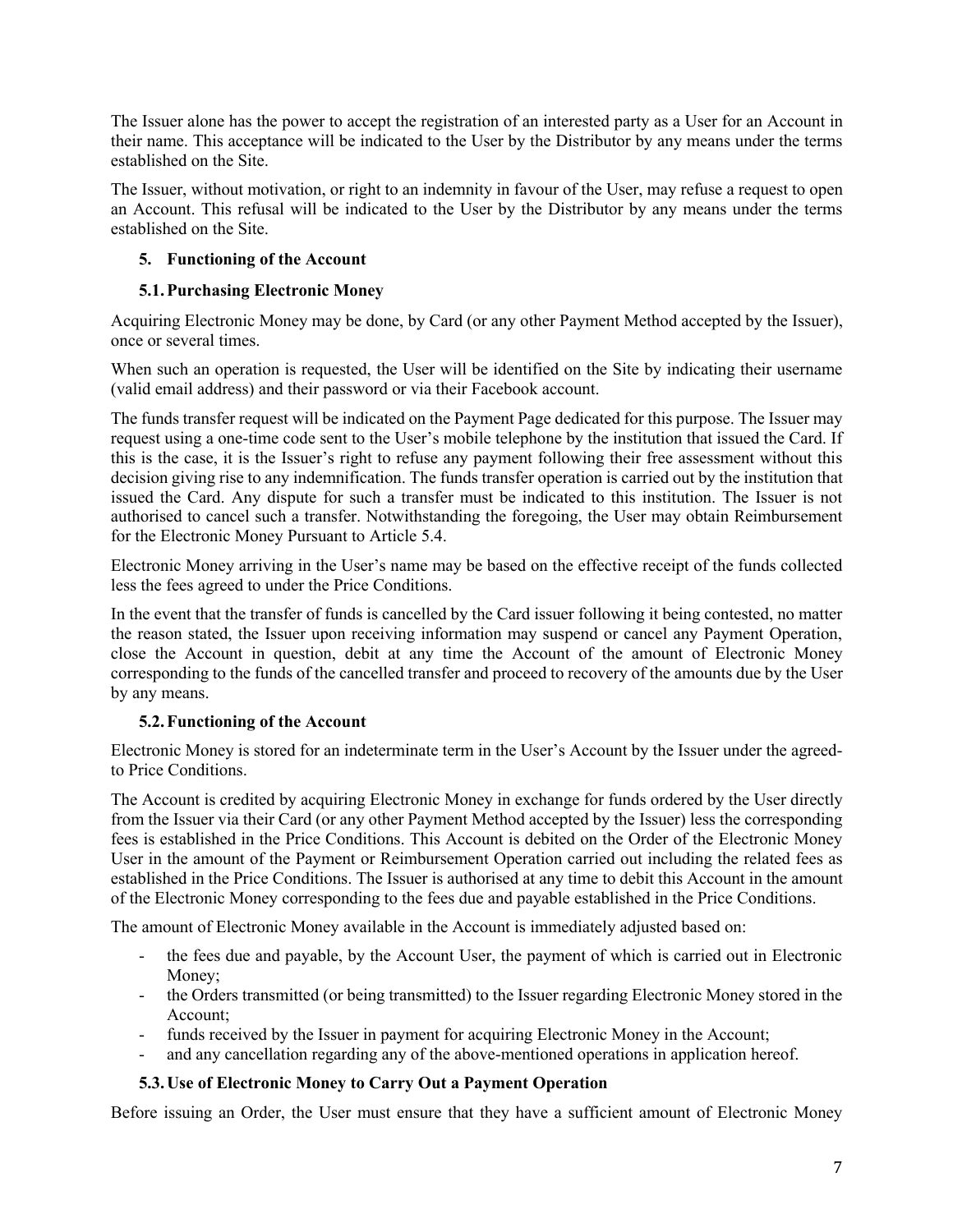The Issuer alone has the power to accept the registration of an interested party as a User for an Account in their name. This acceptance will be indicated to the User by the Distributor by any means under the terms established on the Site.

The Issuer, without motivation, or right to an indemnity in favour of the User, may refuse a request to open an Account. This refusal will be indicated to the User by the Distributor by any means under the terms established on the Site.

## 5. Functioning of the Account

### 5.1. Purchasing Electronic Money

Acquiring Electronic Money may be done, by Card (or any other Payment Method accepted by the Issuer), once or several times.

When such an operation is requested, the User will be identified on the Site by indicating their username (valid email address) and their password or via their Facebook account.

The funds transfer request will be indicated on the Payment Page dedicated for this purpose. The Issuer may request using a one-time code sent to the User's mobile telephone by the institution that issued the Card. If this is the case, it is the Issuer's right to refuse any payment following their free assessment without this decision giving rise to any indemnification. The funds transfer operation is carried out by the institution that issued the Card. Any dispute for such a transfer must be indicated to this institution. The Issuer is not authorised to cancel such a transfer. Notwithstanding the foregoing, the User may obtain Reimbursement for the Electronic Money Pursuant to Article 5.4.

Electronic Money arriving in the User's name may be based on the effective receipt of the funds collected less the fees agreed to under the Price Conditions.

In the event that the transfer of funds is cancelled by the Card issuer following it being contested, no matter the reason stated, the Issuer upon receiving information may suspend or cancel any Payment Operation, close the Account in question, debit at any time the Account of the amount of Electronic Money corresponding to the funds of the cancelled transfer and proceed to recovery of the amounts due by the User by any means.

### 5.2. Functioning of the Account

Electronic Money is stored for an indeterminate term in the User's Account by the Issuer under the agreed-to Price Conditions.

The Account is credited by acquiring Electronic Money in exchange for funds ordered by the User directly from the Issuer via their Card (or any other Payment Method accepted by the Issuer) less the corresponding fees is established in the Price Conditions. This Account is debited on the Order of the Electronic Money User in the amount of the Payment or Reimbursement Operation carried out including the related fees as established in the Price Conditions. The Issuer is authorised at any time to debit this Account in the amount of the Electronic Money corresponding to the fees due and payable established in the Price Conditions.

The amount of Electronic Money available in the Account is immediately adjusted based on:

- the fees due and payable, by the Account User, the payment of which is carried out in Electronic Money;
- the Orders transmitted (or being transmitted) to the Issuer regarding Electronic Money stored in the Account;
- funds received by the Issuer in payment for acquiring Electronic Money in the Account;
- and any cancellation regarding any of the above-mentioned operations in application hereof.

### 5.3. Use of Electronic Money to Carry Out a Payment Operation

Before issuing an Order, the User must ensure that they have a sufficient amount of Electronic Money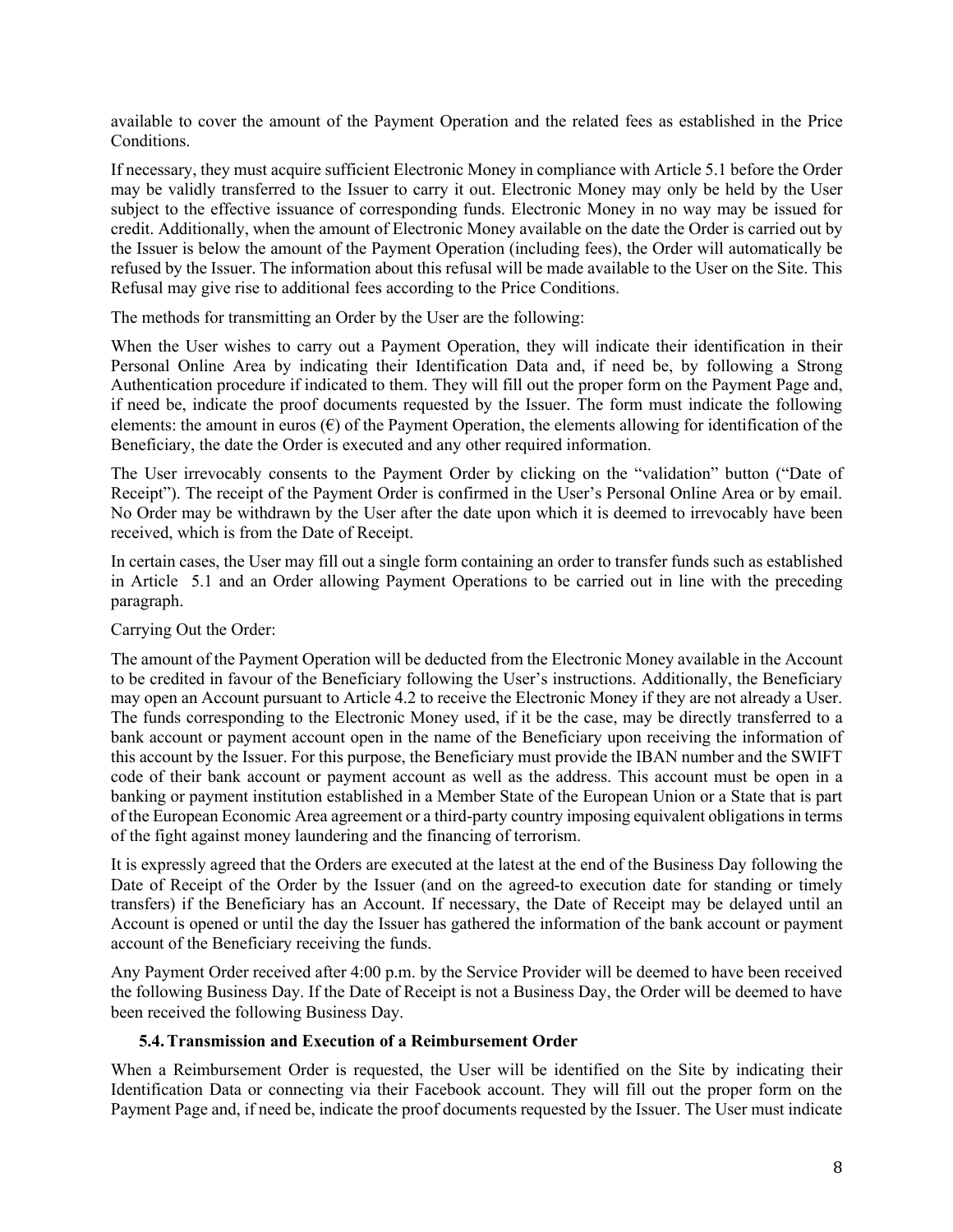available to cover the amount of the Payment Operation and the related fees as established in the Price Conditions.

If necessary, they must acquire sufficient Electronic Money in compliance with Article 5.1 before the Order may be validly transferred to the Issuer to carry it out. Electronic Money may only be held by the User subject to the effective issuance of corresponding funds. Electronic Money in no way may be issued for credit. Additionally, when the amount of Electronic Money available on the date the Order is carried out by the Issuer is below the amount of the Payment Operation (including fees), the Order will automatically be refused by the Issuer. The information about this refusal will be made available to the User on the Site. This Refusal may give rise to additional fees according to the Price Conditions.

The methods for transmitting an Order by the User are the following:

When the User wishes to carry out a Payment Operation, they will indicate their identification in their Personal Online Area by indicating their Identification Data and, if need be, by following a Strong Authentication procedure if indicated to them. They will fill out the proper form on the Payment Page and, if need be, indicate the proof documents requested by the Issuer. The form must indicate the following elements: the amount in euros (€) of the Payment Operation, the elements allowing for identification of the Beneficiary, the date the Order is executed and any other required information.

The User irrevocably consents to the Payment Order by clicking on the "validation" button ("Date of Receipt"). The receipt of the Payment Order is confirmed in the User's Personal Online Area or by email. No Order may be withdrawn by the User after the date upon which it is deemed to irrevocably have been received, which is from the Date of Receipt.

In certain cases, the User may fill out a single form containing an order to transfer funds such as established in Article 5.1 and an Order allowing Payment Operations to be carried out in line with the preceding paragraph.

Carrying Out the Order:

The amount of the Payment Operation will be deducted from the Electronic Money available in the Account to be credited in favour of the Beneficiary following the User's instructions. Additionally, the Beneficiary may open an Account pursuant to Article 4.2 to receive the Electronic Money if they are not already a User. The funds corresponding to the Electronic Money used, if it be the case, may be directly transferred to a bank account or payment account open in the name of the Beneficiary upon receiving the information of this account by the Issuer. For this purpose, the Beneficiary must provide the IBAN number and the SWIFT code of their bank account or payment account as well as the address. This account must be open in a banking or payment institution established in a Member State of the European Union or a State that is part of the European Economic Area agreement or a third-party country imposing equivalent obligations in terms of the fight against money laundering and the financing of terrorism.

It is expressly agreed that the Orders are executed at the latest at the end of the Business Day following the Date of Receipt of the Order by the Issuer (and on the agreed-to execution date for standing or timely transfers) if the Beneficiary has an Account. If necessary, the Date of Receipt may be delayed until an Account is opened or until the day the Issuer has gathered the information of the bank account or payment account of the Beneficiary receiving the funds.

Any Payment Order received after 4:00 p.m. by the Service Provider will be deemed to have been received the following Business Day. If the Date of Receipt is not a Business Day, the Order will be deemed to have been received the following Business Day.

### 5.4. Transmission and Execution of a Reimbursement Order

When a Reimbursement Order is requested, the User will be identified on the Site by indicating their Identification Data or connecting via their Facebook account. They will fill out the proper form on the Payment Page and, if need be, indicate the proof documents requested by the Issuer. The User must indicate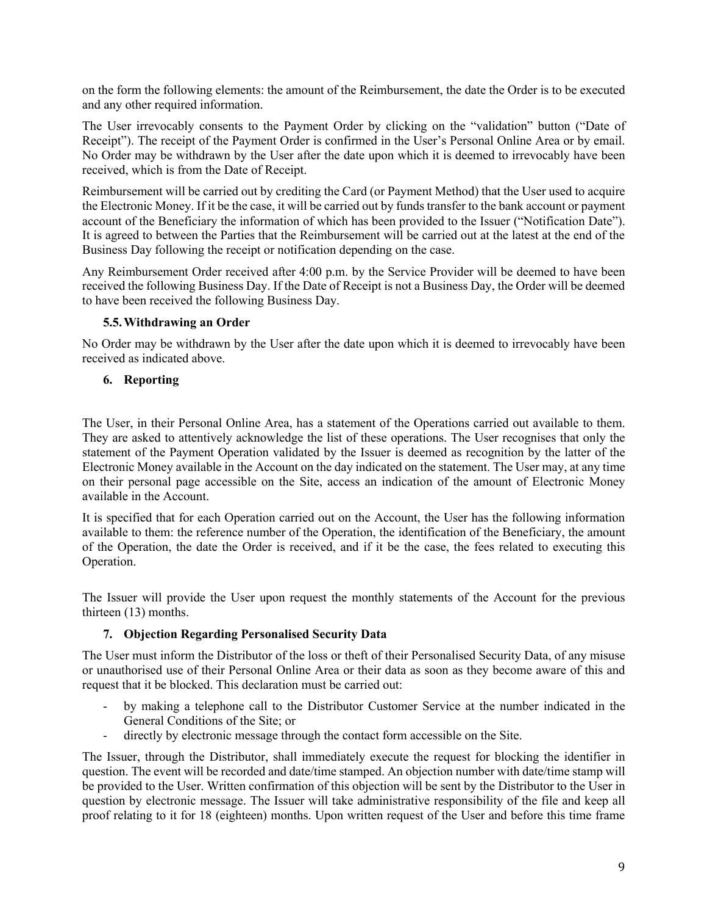on the form the following elements: the amount of the Reimbursement, the date the Order is to be executed and any other required information.

The User irrevocably consents to the Payment Order by clicking on the "validation" button ("Date of Receipt"). The receipt of the Payment Order is confirmed in the User's Personal Online Area or by email. No Order may be withdrawn by the User after the date upon which it is deemed to irrevocably have been received, which is from the Date of Receipt.

Reimbursement will be carried out by crediting the Card (or Payment Method) that the User used to acquire the Electronic Money. If it be the case, it will be carried out by funds transfer to the bank account or payment account of the Beneficiary the information of which has been provided to the Issuer ("Notification Date"). It is agreed to between the Parties that the Reimbursement will be carried out at the latest at the end of the Business Day following the receipt or notification depending on the case.

Any Reimbursement Order received after 4:00 p.m. by the Service Provider will be deemed to have been received the following Business Day. If the Date of Receipt is not a Business Day, the Order will be deemed to have been received the following Business Day.

### 5.5. Withdrawing an Order

No Order may be withdrawn by the User after the date upon which it is deemed to irrevocably have been received as indicated above.

## 6. Reporting

The User, in their Personal Online Area, has a statement of the Operations carried out available to them. They are asked to attentively acknowledge the list of these operations. The User recognises that only the statement of the Payment Operation validated by the Issuer is deemed as recognition by the latter of the Electronic Money available in the Account on the day indicated on the statement. The User may, at any time on their personal page accessible on the Site, access an indication of the amount of Electronic Money available in the Account.

It is specified that for each Operation carried out on the Account, the User has the following information available to them: the reference number of the Operation, the identification of the Beneficiary, the amount of the Operation, the date the Order is received, and if it be the case, the fees related to executing this Operation.

The Issuer will provide the User upon request the monthly statements of the Account for the previous thirteen (13) months.

## 7. Objection Regarding Personalised Security Data

The User must inform the Distributor of the loss or theft of their Personalised Security Data, of any misuse or unauthorised use of their Personal Online Area or their data as soon as they become aware of this and request that it be blocked. This declaration must be carried out:

- by making a telephone call to the Distributor Customer Service at the number indicated in the General Conditions of the Site; or
- directly by electronic message through the contact form accessible on the Site.

The Issuer, through the Distributor, shall immediately execute the request for blocking the identifier in question. The event will be recorded and date/time stamped. An objection number with date/time stamp will be provided to the User. Written confirmation of this objection will be sent by the Distributor to the User in question by electronic message. The Issuer will take administrative responsibility of the file and keep all proof relating to it for 18 (eighteen) months. Upon written request of the User and before this time frame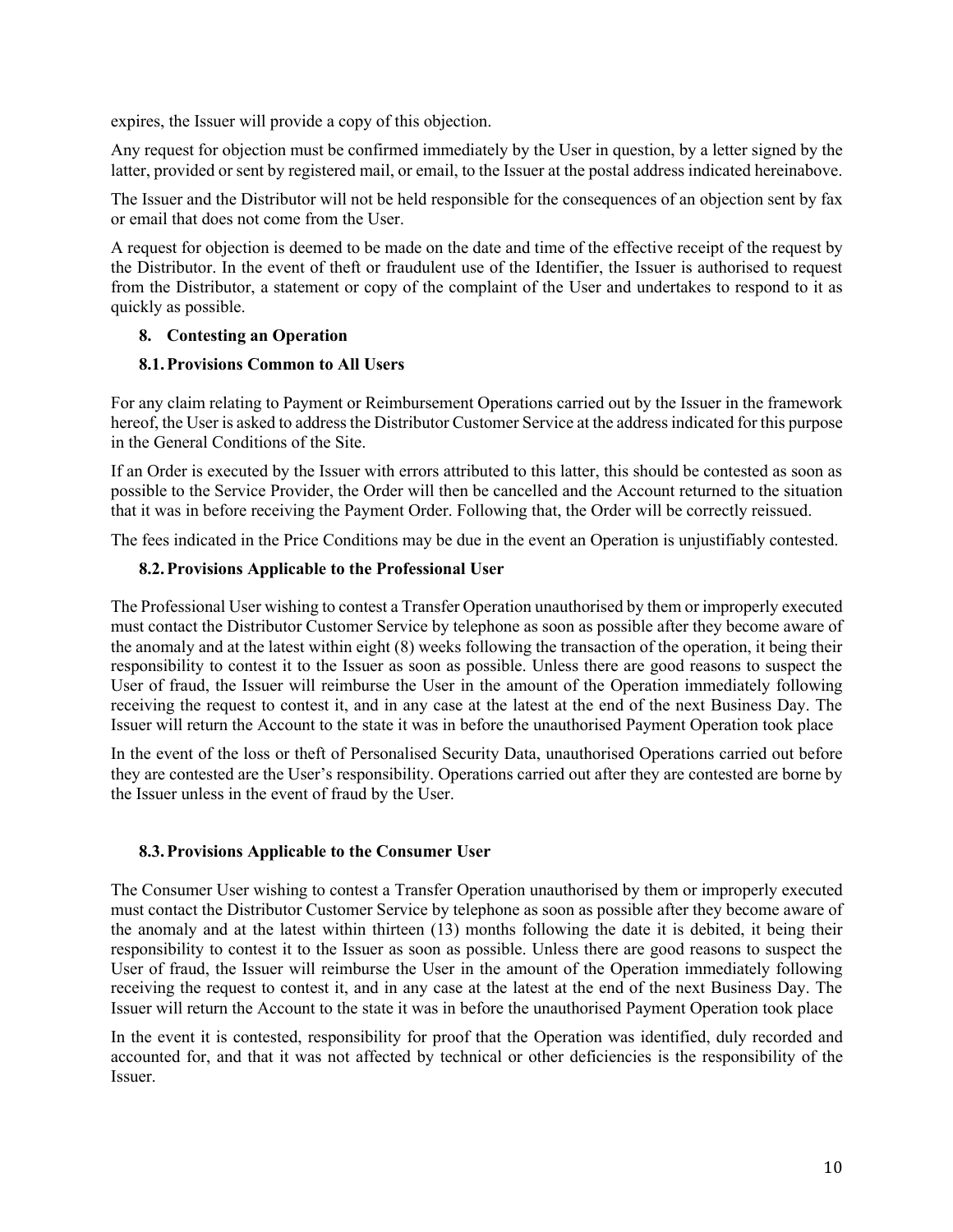expires, the Issuer will provide a copy of this objection.

Any request for objection must be confirmed immediately by the User in question, by a letter signed by the latter, provided or sent by registered mail, or email, to the Issuer at the postal address indicated hereinabove.

The Issuer and the Distributor will not be held responsible for the consequences of an objection sent by fax or email that does not come from the User.

A request for objection is deemed to be made on the date and time of the effective receipt of the request by the Distributor. In the event of theft or fraudulent use of the Identifier, the Issuer is authorised to request from the Distributor, a statement or copy of the complaint of the User and undertakes to respond to it as quickly as possible.

## 8. Contesting an Operation

### 8.1. Provisions Common to All Users

For any claim relating to Payment or Reimbursement Operations carried out by the Issuer in the framework hereof, the User is asked to address the Distributor Customer Service at the address indicated for this purpose in the General Conditions of the Site.

If an Order is executed by the Issuer with errors attributed to this latter, this should be contested as soon as possible to the Service Provider, the Order will then be cancelled and the Account returned to the situation that it was in before receiving the Payment Order. Following that, the Order will be correctly reissued.

The fees indicated in the Price Conditions may be due in the event an Operation is unjustifiably contested.

### 8.2. Provisions Applicable to the Professional User

The Professional User wishing to contest a Transfer Operation unauthorised by them or improperly executed must contact the Distributor Customer Service by telephone as soon as possible after they become aware of the anomaly and at the latest within eight (8) weeks following the transaction of the operation, it being their responsibility to contest it to the Issuer as soon as possible. Unless there are good reasons to suspect the User of fraud, the Issuer will reimburse the User in the amount of the Operation immediately following receiving the request to contest it, and in any case at the latest at the end of the next Business Day. The Issuer will return the Account to the state it was in before the unauthorised Payment Operation took place

In the event of the loss or theft of Personalised Security Data, unauthorised Operations carried out before they are contested are the User's responsibility. Operations carried out after they are contested are borne by the Issuer unless in the event of fraud by the User.

### 8.3. Provisions Applicable to the Consumer User

The Consumer User wishing to contest a Transfer Operation unauthorised by them or improperly executed must contact the Distributor Customer Service by telephone as soon as possible after they become aware of the anomaly and at the latest within thirteen (13) months following the date it is debited, it being their responsibility to contest it to the Issuer as soon as possible. Unless there are good reasons to suspect the User of fraud, the Issuer will reimburse the User in the amount of the Operation immediately following receiving the request to contest it, and in any case at the latest at the end of the next Business Day. The Issuer will return the Account to the state it was in before the unauthorised Payment Operation took place

In the event it is contested, responsibility for proof that the Operation was identified, duly recorded and accounted for, and that it was not affected by technical or other deficiencies is the responsibility of the Issuer.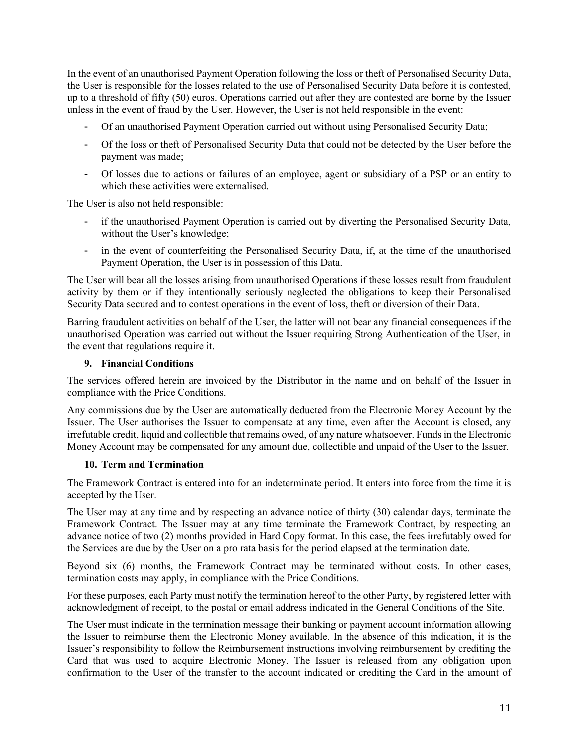In the event of an unauthorised Payment Operation following the loss or theft of Personalised Security Data, the User is responsible for the losses related to the use of Personalised Security Data before it is contested, up to a threshold of fifty (50) euros. Operations carried out after they are contested are borne by the Issuer unless in the event of fraud by the User. However, the User is not held responsible in the event:

- Of an unauthorised Payment Operation carried out without using Personalised Security Data;
- Of the loss or theft of Personalised Security Data that could not be detected by the User before the payment was made;
- Of losses due to actions or failures of an employee, agent or subsidiary of a PSP or an entity to which these activities were externalised.

The User is also not held responsible:

- if the unauthorised Payment Operation is carried out by diverting the Personalised Security Data, without the User's knowledge;
- in the event of counterfeiting the Personalised Security Data, if, at the time of the unauthorised Payment Operation, the User is in possession of this Data.

The User will bear all the losses arising from unauthorised Operations if these losses result from fraudulent activity by them or if they intentionally seriously neglected the obligations to keep their Personalised Security Data secured and to contest operations in the event of loss, theft or diversion of their Data.

Barring fraudulent activities on behalf of the User, the latter will not bear any financial consequences if the unauthorised Operation was carried out without the Issuer requiring Strong Authentication of the User, in the event that regulations require it.

## 9. Financial Conditions

The services offered herein are invoiced by the Distributor in the name and on behalf of the Issuer in compliance with the Price Conditions.

Any commissions due by the User are automatically deducted from the Electronic Money Account by the Issuer. The User authorises the Issuer to compensate at any time, even after the Account is closed, any irrefutable credit, liquid and collectible that remains owed, of any nature whatsoever. Funds in the Electronic Money Account may be compensated for any amount due, collectible and unpaid of the User to the Issuer.

## 10. Term and Termination

The Framework Contract is entered into for an indeterminate period. It enters into force from the time it is accepted by the User.

The User may at any time and by respecting an advance notice of thirty (30) calendar days, terminate the Framework Contract. The Issuer may at any time terminate the Framework Contract, by respecting an advance notice of two (2) months provided in Hard Copy format. In this case, the fees irrefutably owed for the Services are due by the User on a pro rata basis for the period elapsed at the termination date.

Beyond six (6) months, the Framework Contract may be terminated without costs. In other cases, termination costs may apply, in compliance with the Price Conditions.

For these purposes, each Party must notify the termination hereof to the other Party, by registered letter with acknowledgment of receipt, to the postal or email address indicated in the General Conditions of the Site.

The User must indicate in the termination message their banking or payment account information allowing the Issuer to reimburse them the Electronic Money available. In the absence of this indication, it is the Issuer's responsibility to follow the Reimbursement instructions involving reimbursement by crediting the Card that was used to acquire Electronic Money. The Issuer is released from any obligation upon confirmation to the User of the transfer to the account indicated or crediting the Card in the amount of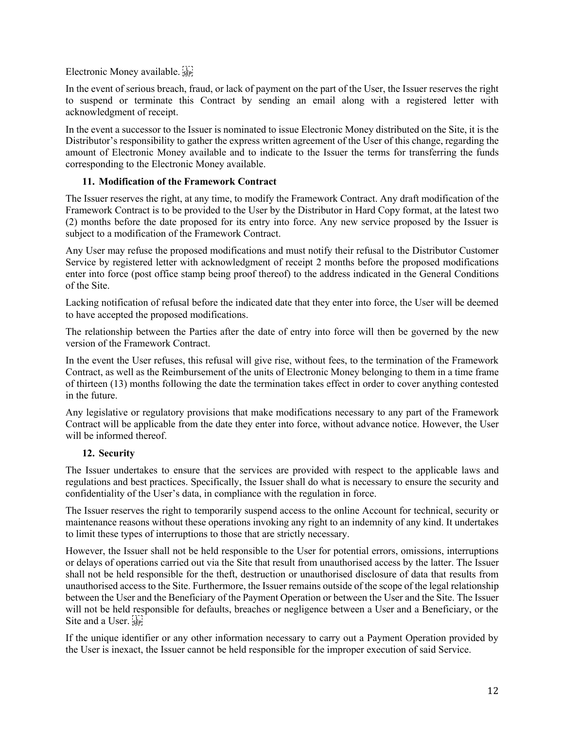Electronic Money available.

In the event of serious breach, fraud, or lack of payment on the part of the User, the Issuer reserves the right to suspend or terminate this Contract by sending an email along with a registered letter with acknowledgment of receipt.

In the event a successor to the Issuer is nominated to issue Electronic Money distributed on the Site, it is the Distributor's responsibility to gather the express written agreement of the User of this change, regarding the amount of Electronic Money available and to indicate to the Issuer the terms for transferring the funds corresponding to the Electronic Money available.

## 11. Modification of the Framework Contract

The Issuer reserves the right, at any time, to modify the Framework Contract. Any draft modification of the Framework Contract is to be provided to the User by the Distributor in Hard Copy format, at the latest two (2) months before the date proposed for its entry into force. Any new service proposed by the Issuer is subject to a modification of the Framework Contract.

Any User may refuse the proposed modifications and must notify their refusal to the Distributor Customer Service by registered letter with acknowledgment of receipt 2 months before the proposed modifications enter into force (post office stamp being proof thereof) to the address indicated in the General Conditions of the Site.

Lacking notification of refusal before the indicated date that they enter into force, the User will be deemed to have accepted the proposed modifications.

The relationship between the Parties after the date of entry into force will then be governed by the new version of the Framework Contract.

In the event the User refuses, this refusal will give rise, without fees, to the termination of the Framework Contract, as well as the Reimbursement of the units of Electronic Money belonging to them in a time frame of thirteen (13) months following the date the termination takes effect in order to cover anything contested in the future.

Any legislative or regulatory provisions that make modifications necessary to any part of the Framework Contract will be applicable from the date they enter into force, without advance notice. However, the User will be informed thereof.

## 12. Security

The Issuer undertakes to ensure that the services are provided with respect to the applicable laws and regulations and best practices. Specifically, the Issuer shall do what is necessary to ensure the security and confidentiality of the User's data, in compliance with the regulation in force.

The Issuer reserves the right to temporarily suspend access to the online Account for technical, security or maintenance reasons without these operations invoking any right to an indemnity of any kind. It undertakes to limit these types of interruptions to those that are strictly necessary.

However, the Issuer shall not be held responsible to the User for potential errors, omissions, interruptions or delays of operations carried out via the Site that result from unauthorised access by the latter. The Issuer shall not be held responsible for the theft, destruction or unauthorised disclosure of data that results from unauthorised access to the Site. Furthermore, the Issuer remains outside of the scope of the legal relationship between the User and the Beneficiary of the Payment Operation or between the User and the Site. The Issuer will not be held responsible for defaults, breaches or negligence between a User and a Beneficiary, or the Site and a User.

If the unique identifier or any other information necessary to carry out a Payment Operation provided by the User is inexact, the Issuer cannot be held responsible for the improper execution of said Service.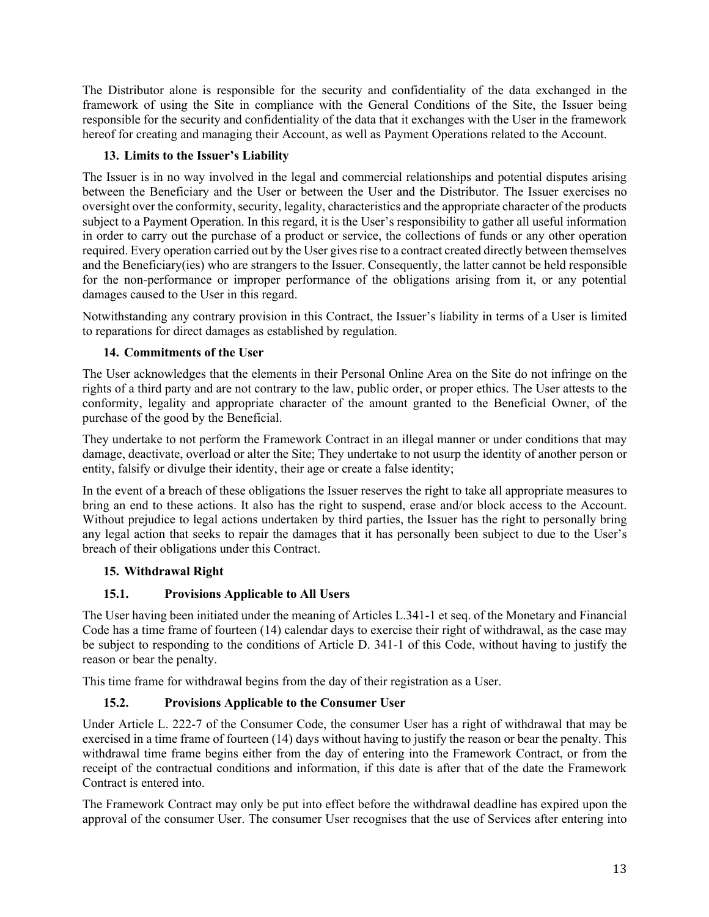The Distributor alone is responsible for the security and confidentiality of the data exchanged in the framework of using the Site in compliance with the General Conditions of the Site, the Issuer being responsible for the security and confidentiality of the data that it exchanges with the User in the framework hereof for creating and managing their Account, as well as Payment Operations related to the Account.

## 13. Limits to the Issuer's Liability

The Issuer is in no way involved in the legal and commercial relationships and potential disputes arising between the Beneficiary and the User or between the User and the Distributor. The Issuer exercises no oversight over the conformity, security, legality, characteristics and the appropriate character of the products subject to a Payment Operation. In this regard, it is the User's responsibility to gather all useful information in order to carry out the purchase of a product or service, the collections of funds or any other operation required. Every operation carried out by the User gives rise to a contract created directly between themselves and the Beneficiary(ies) who are strangers to the Issuer. Consequently, the latter cannot be held responsible for the non-performance or improper performance of the obligations arising from it, or any potential damages caused to the User in this regard.

Notwithstanding any contrary provision in this Contract, the Issuer's liability in terms of a User is limited to reparations for direct damages as established by regulation.

## 14. Commitments of the User

The User acknowledges that the elements in their Personal Online Area on the Site do not infringe on the rights of a third party and are not contrary to the law, public order, or proper ethics. The User attests to the conformity, legality and appropriate character of the amount granted to the Beneficial Owner, of the purchase of the good by the Beneficial.

They undertake to not perform the Framework Contract in an illegal manner or under conditions that may damage, deactivate, overload or alter the Site; They undertake to not usurp the identity of another person or entity, falsify or divulge their identity, their age or create a false identity;

In the event of a breach of these obligations the Issuer reserves the right to take all appropriate measures to bring an end to these actions. It also has the right to suspend, erase and/or block access to the Account. Without prejudice to legal actions undertaken by third parties, the Issuer has the right to personally bring any legal action that seeks to repair the damages that it has personally been subject to due to the User's breach of their obligations under this Contract.

## 15. Withdrawal Right

### 15.1. Provisions Applicable to All Users

The User having been initiated under the meaning of Articles L.341-1 et seq. of the Monetary and Financial Code has a time frame of fourteen (14) calendar days to exercise their right of withdrawal, as the case may be subject to responding to the conditions of Article D. 341-1 of this Code, without having to justify the reason or bear the penalty.

This time frame for withdrawal begins from the day of their registration as a User.

### 15.2. Provisions Applicable to the Consumer User

Under Article L. 222-7 of the Consumer Code, the consumer User has a right of withdrawal that may be exercised in a time frame of fourteen (14) days without having to justify the reason or bear the penalty. This withdrawal time frame begins either from the day of entering into the Framework Contract, or from the receipt of the contractual conditions and information, if this date is after that of the date the Framework Contract is entered into.

The Framework Contract may only be put into effect before the withdrawal deadline has expired upon the approval of the consumer User. The consumer User recognises that the use of Services after entering into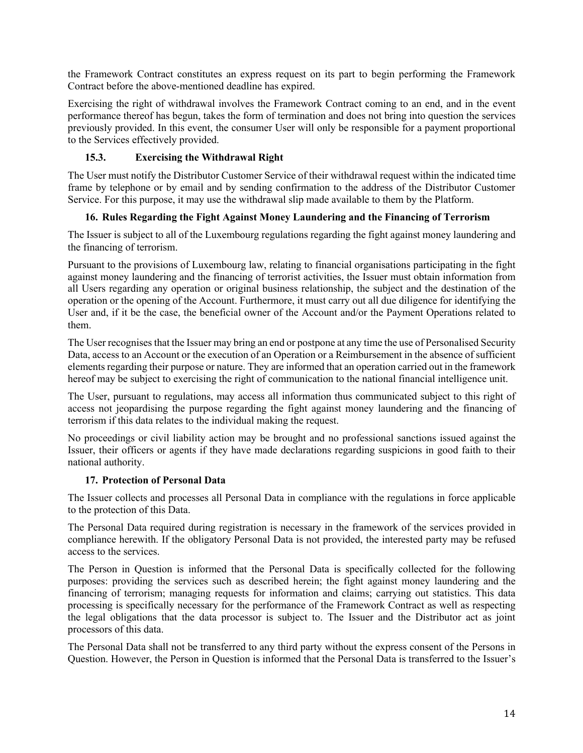the Framework Contract constitutes an express request on its part to begin performing the Framework Contract before the above-mentioned deadline has expired.

Exercising the right of withdrawal involves the Framework Contract coming to an end, and in the event performance thereof has begun, takes the form of termination and does not bring into question the services previously provided. In this event, the consumer User will only be responsible for a payment proportional to the Services effectively provided.

### 15.3. Exercising the Withdrawal Right

The User must notify the Distributor Customer Service of their withdrawal request within the indicated time frame by telephone or by email and by sending confirmation to the address of the Distributor Customer Service. For this purpose, it may use the withdrawal slip made available to them by the Platform.

## 16. Rules Regarding the Fight Against Money Laundering and the Financing of Terrorism

The Issuer is subject to all of the Luxembourg regulations regarding the fight against money laundering and the financing of terrorism.

Pursuant to the provisions of Luxembourg law, relating to financial organisations participating in the fight against money laundering and the financing of terrorist activities, the Issuer must obtain information from all Users regarding any operation or original business relationship, the subject and the destination of the operation or the opening of the Account. Furthermore, it must carry out all due diligence for identifying the User and, if it be the case, the beneficial owner of the Account and/or the Payment Operations related to them.

The User recognises that the Issuer may bring an end or postpone at any time the use of Personalised Security Data, access to an Account or the execution of an Operation or a Reimbursement in the absence of sufficient elements regarding their purpose or nature. They are informed that an operation carried out in the framework hereof may be subject to exercising the right of communication to the national financial intelligence unit.

The User, pursuant to regulations, may access all information thus communicated subject to this right of access not jeopardising the purpose regarding the fight against money laundering and the financing of terrorism if this data relates to the individual making the request.

No proceedings or civil liability action may be brought and no professional sanctions issued against the Issuer, their officers or agents if they have made declarations regarding suspicions in good faith to their national authority.

## 17. Protection of Personal Data

The Issuer collects and processes all Personal Data in compliance with the regulations in force applicable to the protection of this Data.

The Personal Data required during registration is necessary in the framework of the services provided in compliance herewith. If the obligatory Personal Data is not provided, the interested party may be refused access to the services.

The Person in Question is informed that the Personal Data is specifically collected for the following purposes: providing the services such as described herein; the fight against money laundering and the financing of terrorism; managing requests for information and claims; carrying out statistics. This data processing is specifically necessary for the performance of the Framework Contract as well as respecting the legal obligations that the data processor is subject to. The Issuer and the Distributor act as joint processors of this data.

The Personal Data shall not be transferred to any third party without the express consent of the Persons in Question. However, the Person in Question is informed that the Personal Data is transferred to the Issuer's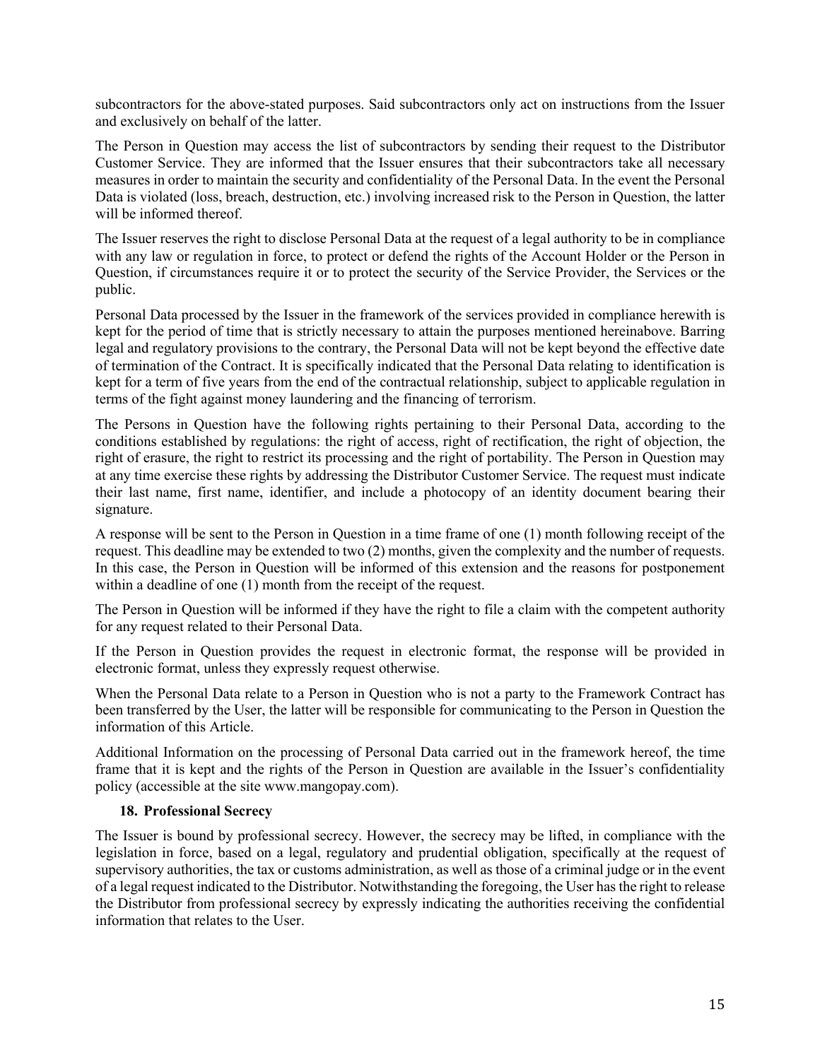subcontractors for the above-stated purposes. Said subcontractors only act on instructions from the Issuer and exclusively on behalf of the latter.

The Person in Question may access the list of subcontractors by sending their request to the Distributor Customer Service. They are informed that the Issuer ensures that their subcontractors take all necessary measures in order to maintain the security and confidentiality of the Personal Data. In the event the Personal Data is violated (loss, breach, destruction, etc.) involving increased risk to the Person in Question, the latter will be informed thereof.

The Issuer reserves the right to disclose Personal Data at the request of a legal authority to be in compliance with any law or regulation in force, to protect or defend the rights of the Account Holder or the Person in Question, if circumstances require it or to protect the security of the Service Provider, the Services or the public.

Personal Data processed by the Issuer in the framework of the services provided in compliance herewith is kept for the period of time that is strictly necessary to attain the purposes mentioned hereinabove. Barring legal and regulatory provisions to the contrary, the Personal Data will not be kept beyond the effective date of termination of the Contract. It is specifically indicated that the Personal Data relating to identification is kept for a term of five years from the end of the contractual relationship, subject to applicable regulation in terms of the fight against money laundering and the financing of terrorism.

The Persons in Question have the following rights pertaining to their Personal Data, according to the conditions established by regulations: the right of access, right of rectification, the right of objection, the right of erasure, the right to restrict its processing and the right of portability. The Person in Question may at any time exercise these rights by addressing the Distributor Customer Service. The request must indicate their last name, first name, identifier, and include a photocopy of an identity document bearing their signature.

A response will be sent to the Person in Question in a time frame of one (1) month following receipt of the request. This deadline may be extended to two (2) months, given the complexity and the number of requests. In this case, the Person in Question will be informed of this extension and the reasons for postponement within a deadline of one (1) month from the receipt of the request.

The Person in Question will be informed if they have the right to file a claim with the competent authority for any request related to their Personal Data.

If the Person in Question provides the request in electronic format, the response will be provided in electronic format, unless they expressly request otherwise.

When the Personal Data relate to a Person in Question who is not a party to the Framework Contract has been transferred by the User, the latter will be responsible for communicating to the Person in Question the information of this Article.

Additional Information on the processing of Personal Data carried out in the framework hereof, the time frame that it is kept and the rights of the Person in Question are available in the Issuer's confidentiality policy (accessible at the site www.mangopay.com).

## 18. Professional Secrecy

The Issuer is bound by professional secrecy. However, the secrecy may be lifted, in compliance with the legislation in force, based on a legal, regulatory and prudential obligation, specifically at the request of supervisory authorities, the tax or customs administration, as well as those of a criminal judge or in the event of a legal request indicated to the Distributor. Notwithstanding the foregoing, the User has the right to release the Distributor from professional secrecy by expressly indicating the authorities receiving the confidential information that relates to the User.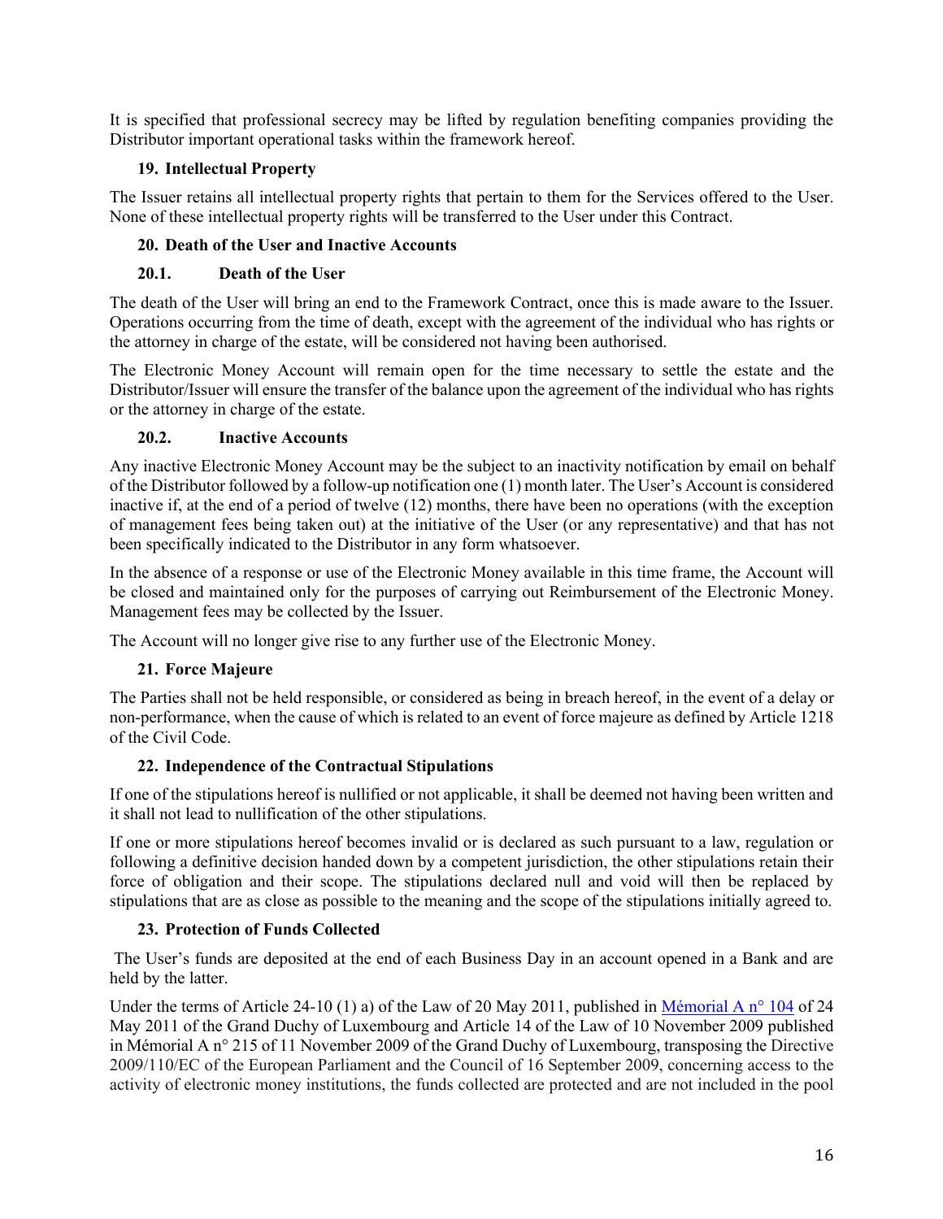It is specified that professional secrecy may be lifted by regulation benefiting companies providing the Distributor important operational tasks within the framework hereof.

## 19. Intellectual Property

The Issuer retains all intellectual property rights that pertain to them for the Services offered to the User. None of these intellectual property rights will be transferred to the User under this Contract.

## 20. Death of the User and Inactive Accounts

### 20.1. Death of the User

The death of the User will bring an end to the Framework Contract, once this is made aware to the Issuer. Operations occurring from the time of death, except with the agreement of the individual who has rights or the attorney in charge of the estate, will be considered not having been authorised.

The Electronic Money Account will remain open for the time necessary to settle the estate and the Distributor/Issuer will ensure the transfer of the balance upon the agreement of the individual who has rights or the attorney in charge of the estate.

### 20.2. Inactive Accounts

Any inactive Electronic Money Account may be the subject to an inactivity notification by email on behalf of the Distributor followed by a follow-up notification one (1) month later. The User's Account is considered inactive if, at the end of a period of twelve (12) months, there have been no operations (with the exception of management fees being taken out) at the initiative of the User (or any representative) and that has not been specifically indicated to the Distributor in any form whatsoever.

In the absence of a response or use of the Electronic Money available in this time frame, the Account will be closed and maintained only for the purposes of carrying out Reimbursement of the Electronic Money. Management fees may be collected by the Issuer.

The Account will no longer give rise to any further use of the Electronic Money.

## 21. Force Majeure

The Parties shall not be held responsible, or considered as being in breach hereof, in the event of a delay or non-performance, when the cause of which is related to an event of force majeure as defined by Article 1218 of the Civil Code.

## 22. Independence of the Contractual Stipulations

If one of the stipulations hereof is nullified or not applicable, it shall be deemed not having been written and it shall not lead to nullification of the other stipulations.

If one or more stipulations hereof becomes invalid or is declared as such pursuant to a law, regulation or following a definitive decision handed down by a competent jurisdiction, the other stipulations retain their force of obligation and their scope. The stipulations declared null and void will then be replaced by stipulations that are as close as possible to the meaning and the scope of the stipulations initially agreed to.

## 23. Protection of Funds Collected

The User's funds are deposited at the end of each Business Day in an account opened in a Bank and are held by the latter.

Under the terms of Article 24-10 (1) a) of the Law of 20 May 2011, published in Mémorial A n° 104 of 24 May 2011 of the Grand Duchy of Luxembourg and Article 14 of the Law of 10 November 2009 published in Mémorial A n° 215 of 11 November 2009 of the Grand Duchy of Luxembourg, transposing the Directive 2009/110/EC of the European Parliament and the Council of 16 September 2009, concerning access to the activity of electronic money institutions, the funds collected are protected and are not included in the pool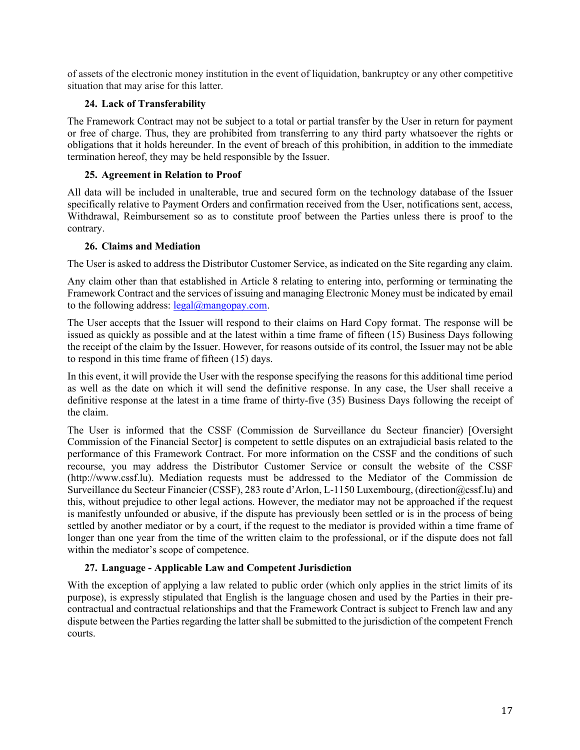of assets of the electronic money institution in the event of liquidation, bankruptcy or any other competitive situation that may arise for this latter.

### 24. Lack of Transferability

The Framework Contract may not be subject to a total or partial transfer by the User in return for payment or free of charge. Thus, they are prohibited from transferring to any third party whatsoever the rights or obligations that it holds hereunder. In the event of breach of this prohibition, in addition to the immediate termination hereof, they may be held responsible by the Issuer.

### 25. Agreement in Relation to Proof

All data will be included in unalterable, true and secured form on the technology database of the Issuer specifically relative to Payment Orders and confirmation received from the User, notifications sent, access, Withdrawal, Reimbursement so as to constitute proof between the Parties unless there is proof to the contrary.

### 26. Claims and Mediation

The User is asked to address the Distributor Customer Service, as indicated on the Site regarding any claim.

Any claim other than that established in Article 8 relating to entering into, performing or terminating the Framework Contract and the services of issuing and managing Electronic Money must be indicated by email to the following address: legal@mangopay.com.

The User accepts that the Issuer will respond to their claims on Hard Copy format. The response will be issued as quickly as possible and at the latest within a time frame of fifteen (15) Business Days following the receipt of the claim by the Issuer. However, for reasons outside of its control, the Issuer may not be able to respond in this time frame of fifteen (15) days.

In this event, it will provide the User with the response specifying the reasons for this additional time period as well as the date on which it will send the definitive response. In any case, the User shall receive a definitive response at the latest in a time frame of thirty-five (35) Business Days following the receipt of the claim.

The User is informed that the CSSF (Commission de Surveillance du Secteur financier) [Oversight Commission of the Financial Sector] is competent to settle disputes on an extrajudicial basis related to the performance of this Framework Contract. For more information on the CSSF and the conditions of such recourse, you may address the Distributor Customer Service or consult the website of the CSSF (http://www.cssf.lu). Mediation requests must be addressed to the Mediator of the Commission de Surveillance du Secteur Financier (CSSF), 283 route d'Arlon, L-1150 Luxembourg, (direction@cssf.lu) and this, without prejudice to other legal actions. However, the mediator may not be approached if the request is manifestly unfounded or abusive, if the dispute has previously been settled or is in the process of being settled by another mediator or by a court, if the request to the mediator is provided within a time frame of longer than one year from the time of the written claim to the professional, or if the dispute does not fall within the mediator's scope of competence.

### 27. Language - Applicable Law and Competent Jurisdiction

With the exception of applying a law related to public order (which only applies in the strict limits of its purpose), is expressly stipulated that English is the language chosen and used by the Parties in their pre-contractual and contractual relationships and that the Framework Contract is subject to French law and any dispute between the Parties regarding the latter shall be submitted to the jurisdiction of the competent French courts.